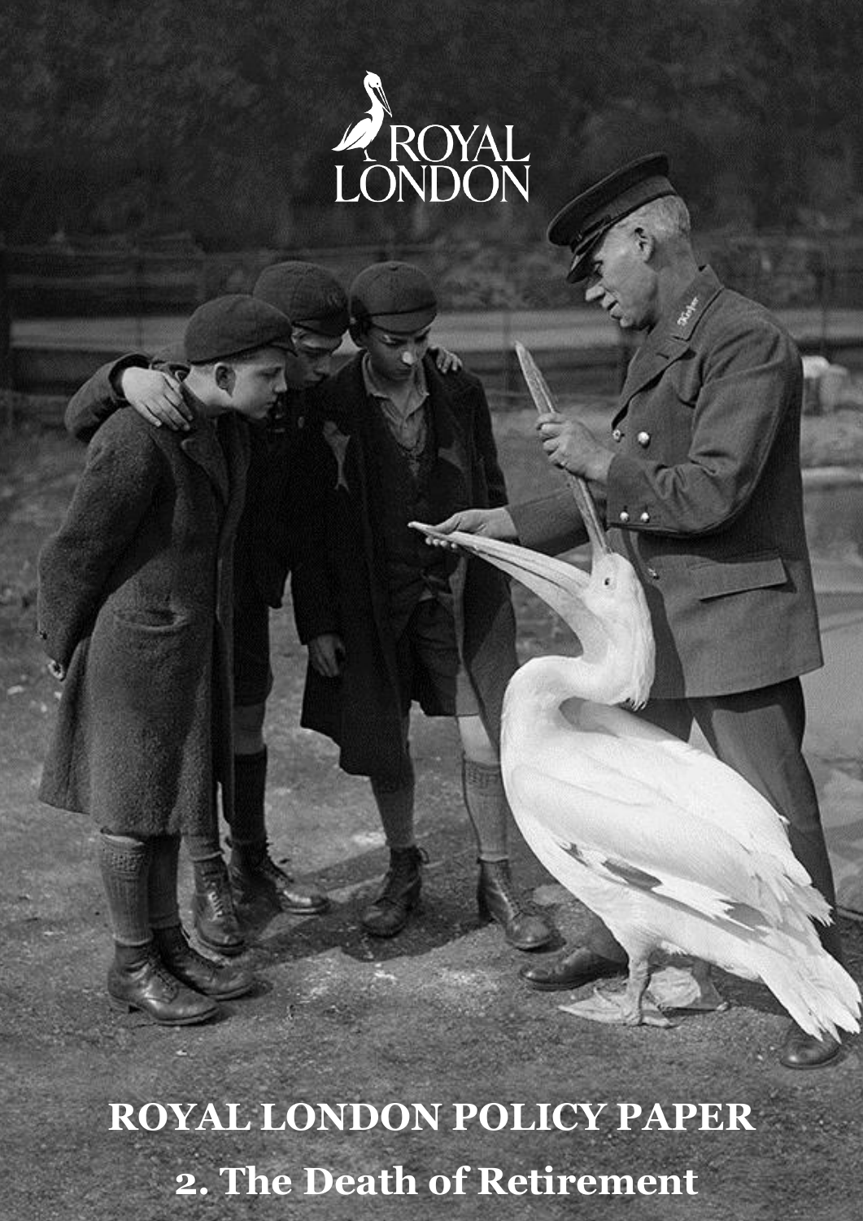ROYAL LONDON

# ROYAL LONDON POLICY PAPER

## 2. The Death of Retirement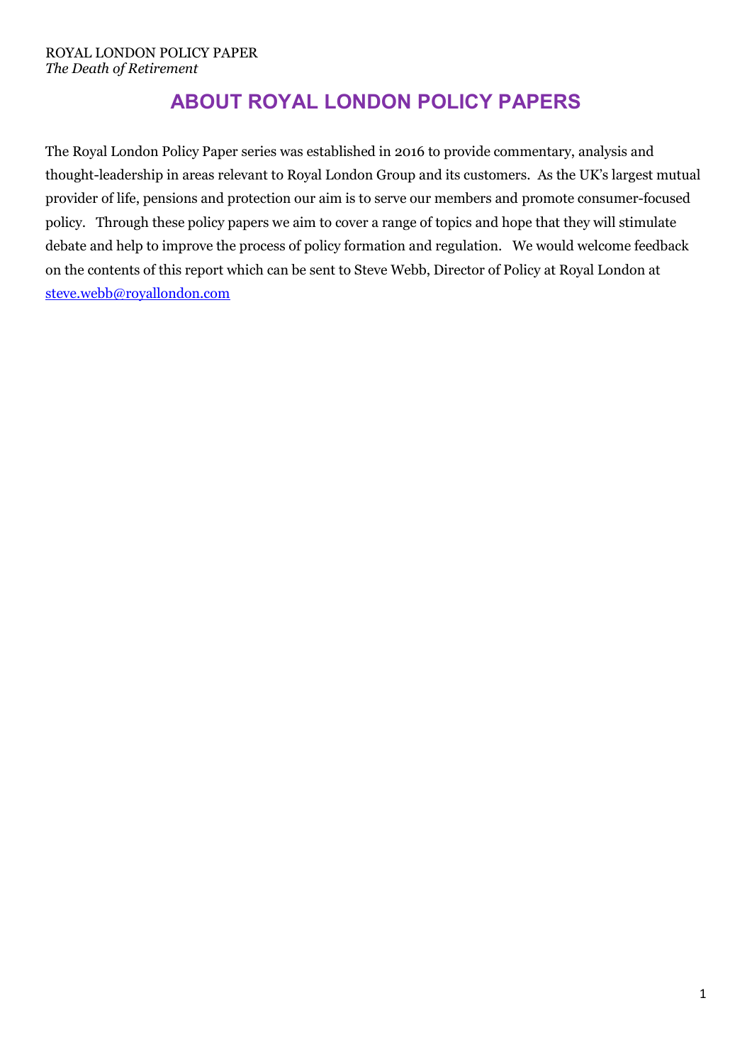# ABOUT ROYAL LONDON POLICY PAPERS

The Royal London Policy Paper series was established in 2016 to provide commentary, analysis and thought-leadership in areas relevant to Royal London Group and its customers. As the UK's largest mutual provider of life, pensions and protection our aim is to serve our members and promote consumer-focused policy. Through these policy papers we aim to cover a range of topics and hope that they will stimulate debate and help to improve the process of policy formation and regulation. We would welcome feedback on the contents of this report which can be sent to Steve Webb, Director of Policy at Royal London at steve.webb@royallondon.com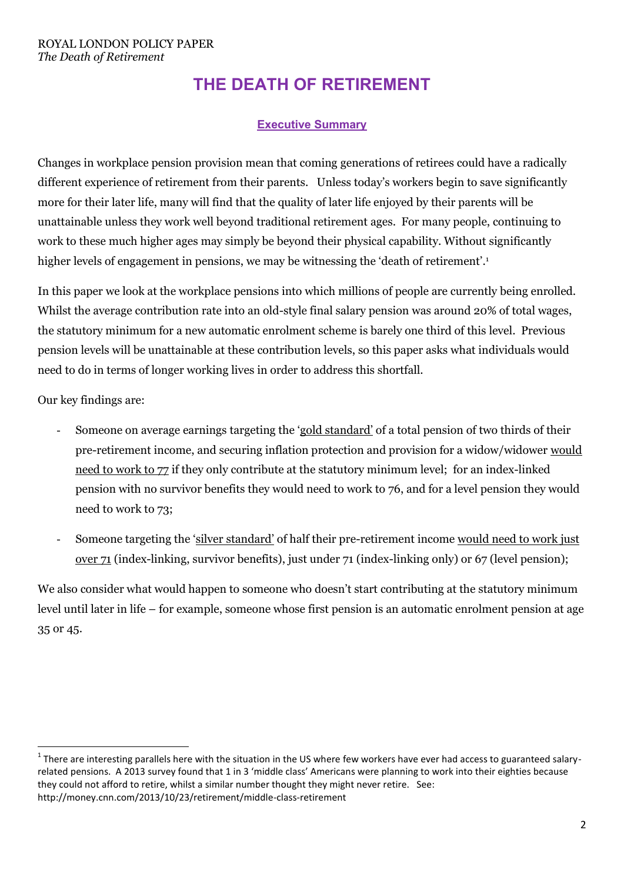# THE DEATH OF RETIREMENT

## Executive Summary

Changes in workplace pension provision mean that coming generations of retirees could have a radically different experience of retirement from their parents. Unless today's workers begin to save significantly more for their later life, many will find that the quality of later life enjoyed by their parents will be unattainable unless they work well beyond traditional retirement ages. For many people, continuing to work to these much higher ages may simply be beyond their physical capability. Without significantly higher levels of engagement in pensions, we may be witnessing the 'death of retirement'.[1]

In this paper we look at the workplace pensions into which millions of people are currently being enrolled. Whilst the average contribution rate into an old-style final salary pension was around 20% of total wages, the statutory minimum for a new automatic enrolment scheme is barely one third of this level. Previous pension levels will be unattainable at these contribution levels, so this paper asks what individuals would need to do in terms of longer working lives in order to address this shortfall.

Our key findings are:

- Someone on average earnings targeting the 'gold standard' of a total pension of two thirds of their pre-retirement income, and securing inflation protection and provision for a widow/widower would need to work to 77 if they only contribute at the statutory minimum level; for an index-linked pension with no survivor benefits they would need to work to 76, and for a level pension they would need to work to 73;
- Someone targeting the 'silver standard' of half their pre-retirement income would need to work just over 71 (index-linking, survivor benefits), just under 71 (index-linking only) or 67 (level pension);

We also consider what would happen to someone who doesn't start contributing at the statutory minimum level until later in life – for example, someone whose first pension is an automatic enrolment pension at age 35 or 45.

[1] There are interesting parallels here with the situation in the US where few workers have ever had access to guaranteed salary-related pensions. A 2013 survey found that 1 in 3 'middle class' Americans were planning to work into their eighties because they could not afford to retire, whilst a similar number thought they might never retire. See: http://money.cnn.com/2013/10/23/retirement/middle-class-retirement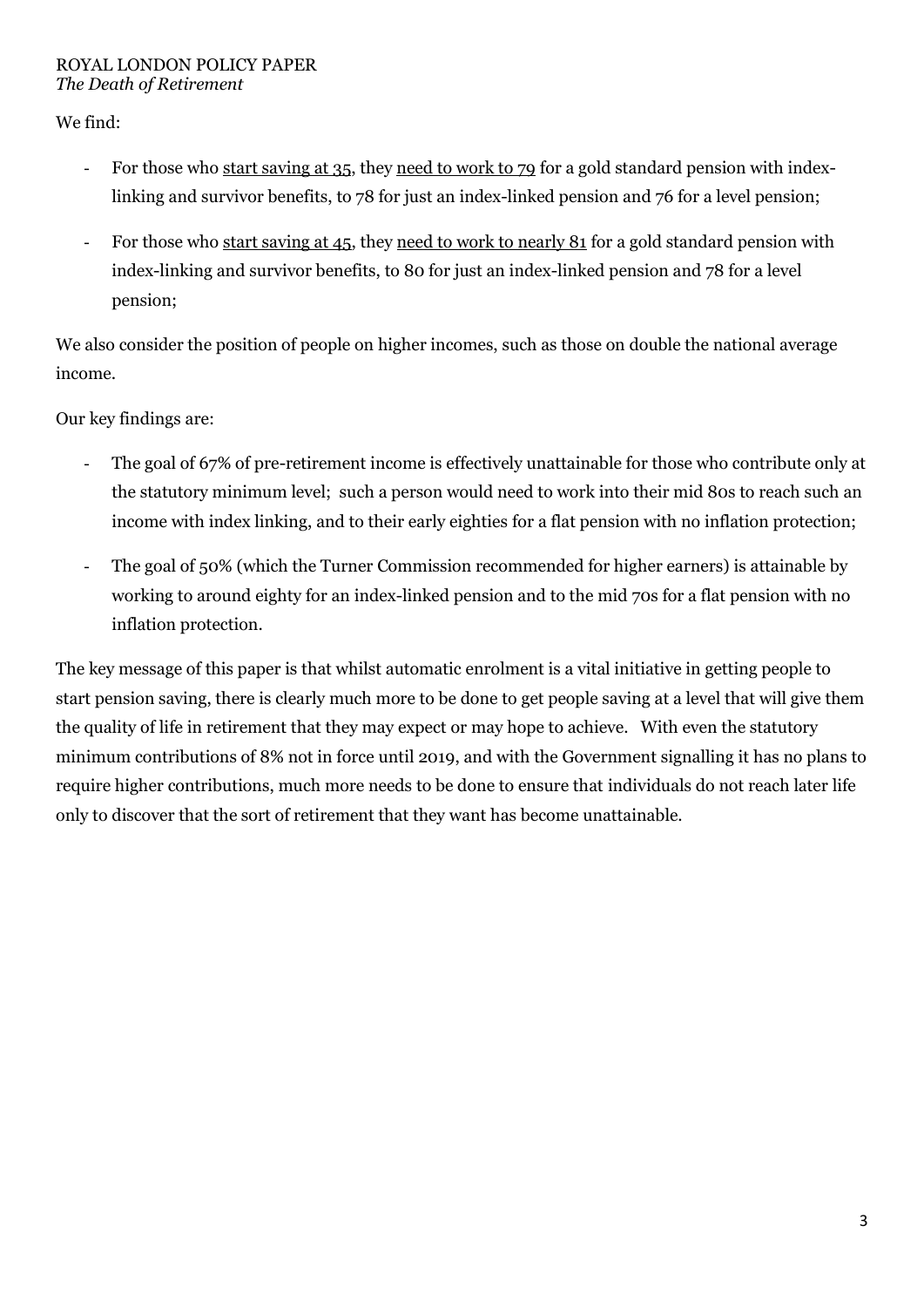We find:

- For those who <u>start saving at 35</u>, they <u>need to work to 79</u> for a gold standard pension with index-linking and survivor benefits, to 78 for just an index-linked pension and 76 for a level pension;
- For those who <u>start saving at 45</u>, they <u>need to work to nearly 81</u> for a gold standard pension with index-linking and survivor benefits, to 80 for just an index-linked pension and 78 for a level pension;

We also consider the position of people on higher incomes, such as those on double the national average income.

Our key findings are:

- The goal of 67% of pre-retirement income is effectively unattainable for those who contribute only at the statutory minimum level; such a person would need to work into their mid 80s to reach such an income with index linking, and to their early eighties for a flat pension with no inflation protection;
- The goal of 50% (which the Turner Commission recommended for higher earners) is attainable by working to around eighty for an index-linked pension and to the mid 70s for a flat pension with no inflation protection.

The key message of this paper is that whilst automatic enrolment is a vital initiative in getting people to start pension saving, there is clearly much more to be done to get people saving at a level that will give them the quality of life in retirement that they may expect or may hope to achieve. With even the statutory minimum contributions of 8% not in force until 2019, and with the Government signalling it has no plans to require higher contributions, much more needs to be done to ensure that individuals do not reach later life only to discover that the sort of retirement that they want has become unattainable.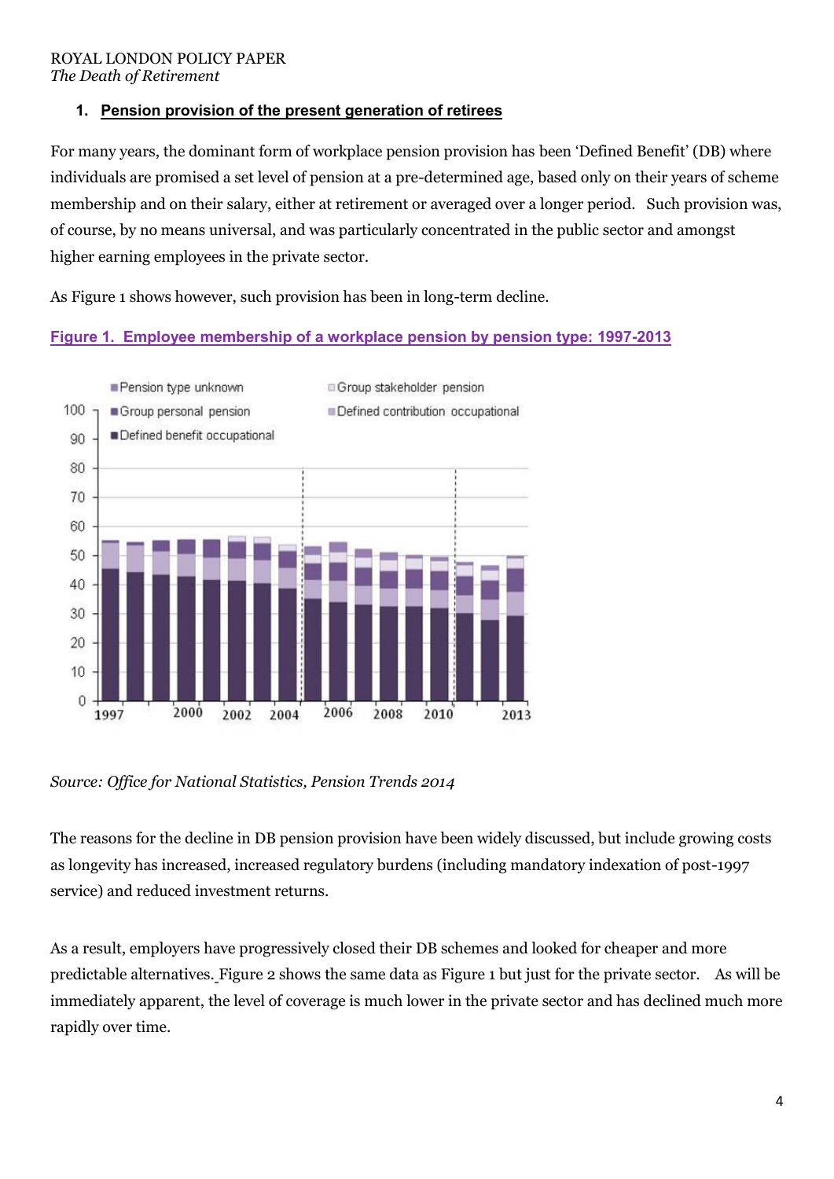## 1. Pension provision of the present generation of retirees

For many years, the dominant form of workplace pension provision has been 'Defined Benefit' (DB) where individuals are promised a set level of pension at a pre-determined age, based only on their years of scheme membership and on their salary, either at retirement or averaged over a longer period. Such provision was, of course, by no means universal, and was particularly concentrated in the public sector and amongst higher earning employees in the private sector.

As Figure 1 shows however, such provision has been in long-term decline.

**Figure 1. Employee membership of a workplace pension by pension type: 1997-2013**

Source: *Office for National Statistics, Pension Trends 2014*

The reasons for the decline in DB pension provision have been widely discussed, but include growing costs as longevity has increased, increased regulatory burdens (including mandatory indexation of post-1997 service) and reduced investment returns.

As a result, employers have progressively closed their DB schemes and looked for cheaper and more predictable alternatives. Figure 2 shows the same data as Figure 1 but just for the private sector. As will be immediately apparent, the level of coverage is much lower in the private sector and has declined much more rapidly over time.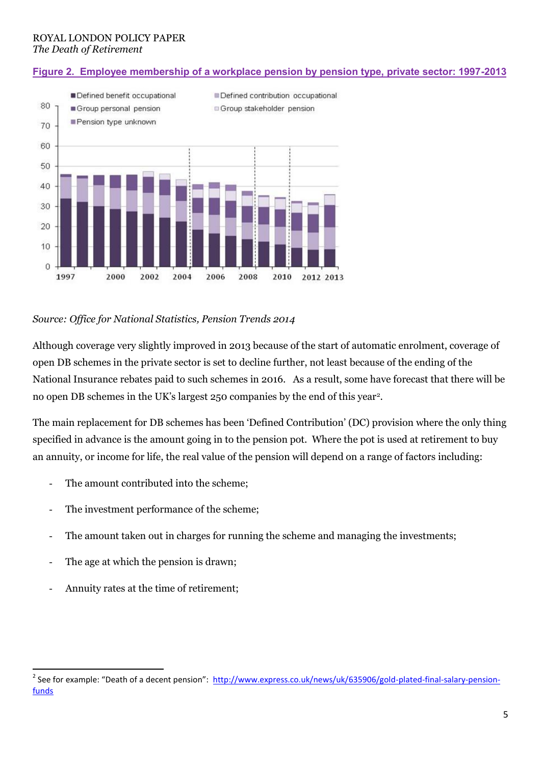**Figure 2. Employee membership of a workplace pension by pension type, private sector: 1997-2013**

*Source: Office for National Statistics, Pension Trends 2014*

Although coverage very slightly improved in 2013 because of the start of automatic enrolment, coverage of open DB schemes in the private sector is set to decline further, not least because of the ending of the National Insurance rebates paid to such schemes in 2016. As a result, some have forecast that there will be no open DB schemes in the UK's largest 250 companies by the end of this year[2].

The main replacement for DB schemes has been 'Defined Contribution' (DC) provision where the only thing specified in advance is the amount going in to the pension pot. Where the pot is used at retirement to buy an annuity, or income for life, the real value of the pension will depend on a range of factors including:

- The amount contributed into the scheme;
- The investment performance of the scheme;
- The amount taken out in charges for running the scheme and managing the investments;
- The age at which the pension is drawn;
- Annuity rates at the time of retirement;

---

[2] See for example: "Death of a decent pension": http://www.express.co.uk/news/uk/635906/gold-plated-final-salary-pension-funds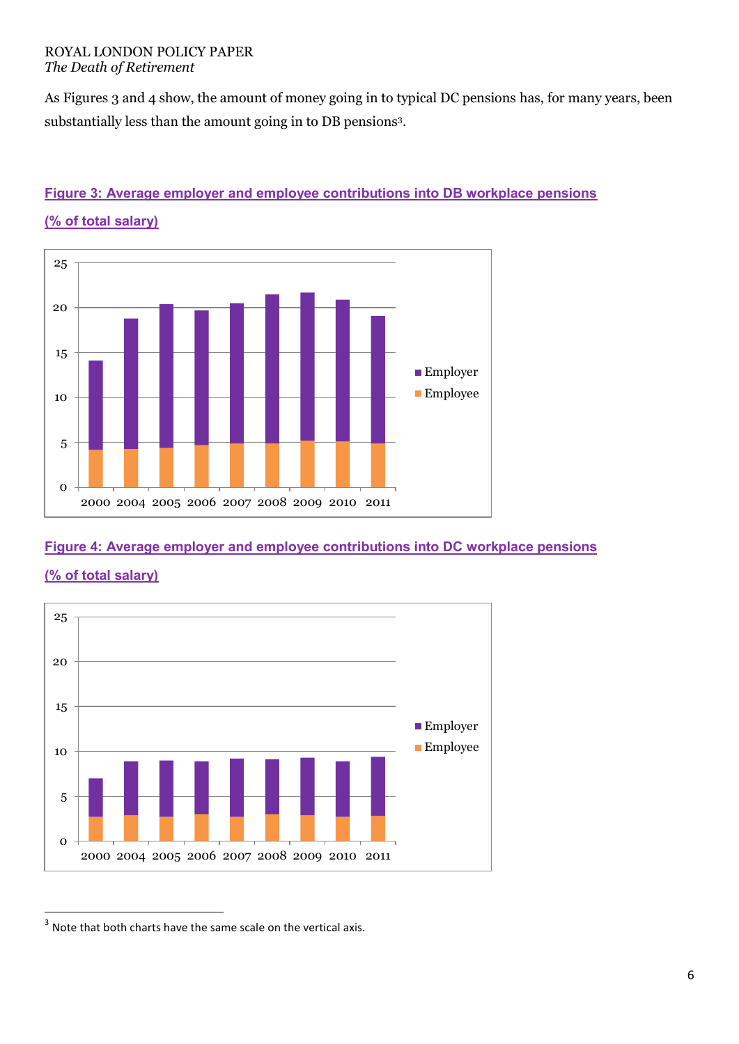As Figures 3 and 4 show, the amount of money going in to typical DC pensions has, for many years, been substantially less than the amount going in to DB pensions[3].

**Figure 3: Average employer and employee contributions into DB workplace pensions (% of total salary)**

**Figure 4: Average employer and employee contributions into DC workplace pensions (% of total salary)**

[3] Note that both charts have the same scale on the vertical axis.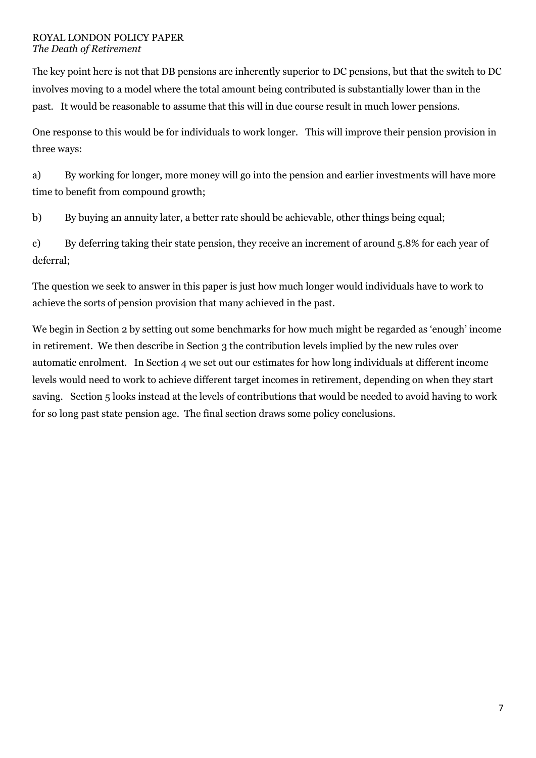The key point here is not that DB pensions are inherently superior to DC pensions, but that the switch to DC involves moving to a model where the total amount being contributed is substantially lower than in the past. It would be reasonable to assume that this will in due course result in much lower pensions.

One response to this would be for individuals to work longer. This will improve their pension provision in three ways:

a) By working for longer, more money will go into the pension and earlier investments will have more time to benefit from compound growth;

b) By buying an annuity later, a better rate should be achievable, other things being equal;

c) By deferring taking their state pension, they receive an increment of around 5.8% for each year of deferral;

The question we seek to answer in this paper is just how much longer would individuals have to work to achieve the sorts of pension provision that many achieved in the past.

We begin in Section 2 by setting out some benchmarks for how much might be regarded as 'enough' income in retirement. We then describe in Section 3 the contribution levels implied by the new rules over automatic enrolment. In Section 4 we set out our estimates for how long individuals at different income levels would need to work to achieve different target incomes in retirement, depending on when they start saving. Section 5 looks instead at the levels of contributions that would be needed to avoid having to work for so long past state pension age. The final section draws some policy conclusions.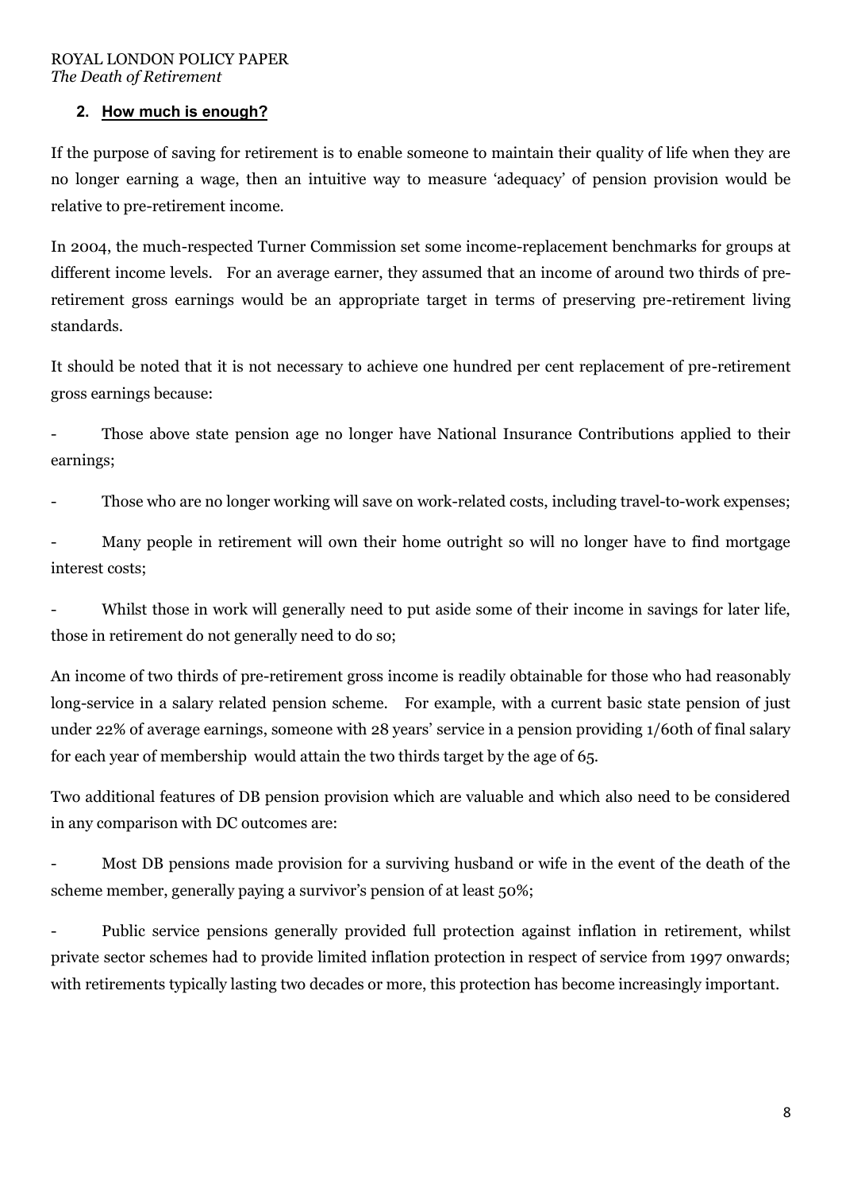## 2. How much is enough?

If the purpose of saving for retirement is to enable someone to maintain their quality of life when they are no longer earning a wage, then an intuitive way to measure 'adequacy' of pension provision would be relative to pre-retirement income.

In 2004, the much-respected Turner Commission set some income-replacement benchmarks for groups at different income levels. For an average earner, they assumed that an income of around two thirds of pre-retirement gross earnings would be an appropriate target in terms of preserving pre-retirement living standards.

It should be noted that it is not necessary to achieve one hundred per cent replacement of pre-retirement gross earnings because:

- Those above state pension age no longer have National Insurance Contributions applied to their earnings;
- Those who are no longer working will save on work-related costs, including travel-to-work expenses;
- Many people in retirement will own their home outright so will no longer have to find mortgage interest costs;
- Whilst those in work will generally need to put aside some of their income in savings for later life, those in retirement do not generally need to do so;

An income of two thirds of pre-retirement gross income is readily obtainable for those who had reasonably long-service in a salary related pension scheme. For example, with a current basic state pension of just under 22% of average earnings, someone with 28 years' service in a pension providing 1/60th of final salary for each year of membership would attain the two thirds target by the age of 65.

Two additional features of DB pension provision which are valuable and which also need to be considered in any comparison with DC outcomes are:

- Most DB pensions made provision for a surviving husband or wife in the event of the death of the scheme member, generally paying a survivor's pension of at least 50%;
- Public service pensions generally provided full protection against inflation in retirement, whilst private sector schemes had to provide limited inflation protection in respect of service from 1997 onwards; with retirements typically lasting two decades or more, this protection has become increasingly important.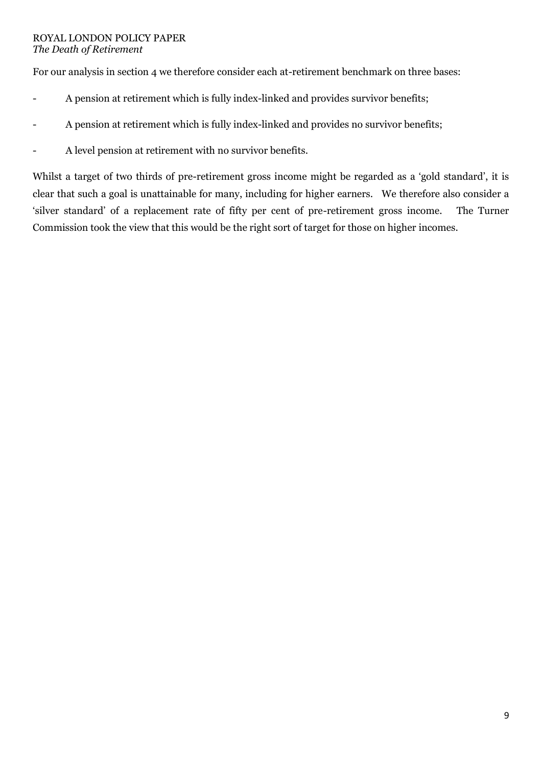For our analysis in section 4 we therefore consider each at-retirement benchmark on three bases:

- A pension at retirement which is fully index-linked and provides survivor benefits;
- A pension at retirement which is fully index-linked and provides no survivor benefits;
- A level pension at retirement with no survivor benefits.

Whilst a target of two thirds of pre-retirement gross income might be regarded as a 'gold standard', it is clear that such a goal is unattainable for many, including for higher earners. We therefore also consider a 'silver standard' of a replacement rate of fifty per cent of pre-retirement gross income. The Turner Commission took the view that this would be the right sort of target for those on higher incomes.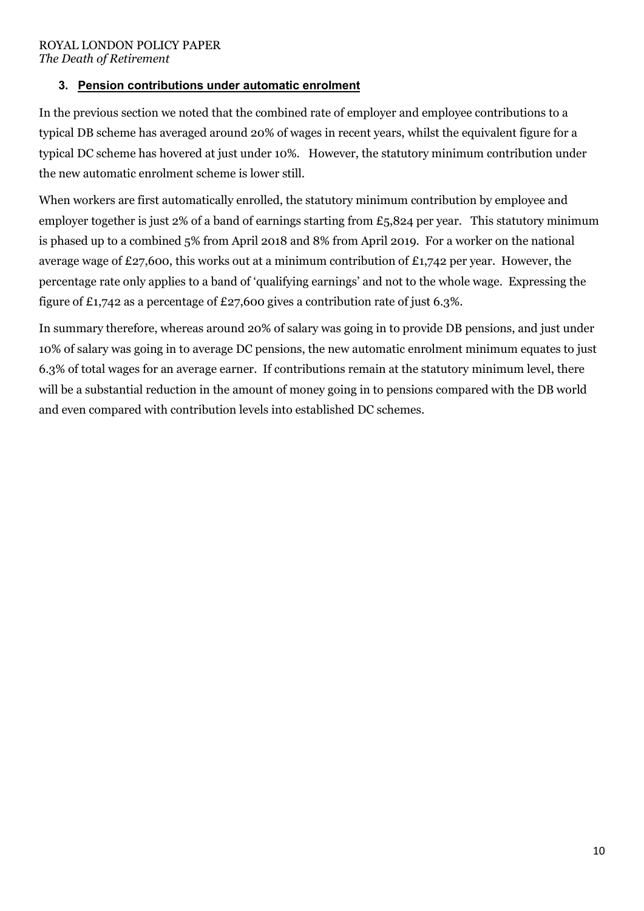## 3. Pension contributions under automatic enrolment

In the previous section we noted that the combined rate of employer and employee contributions to a typical DB scheme has averaged around 20% of wages in recent years, whilst the equivalent figure for a typical DC scheme has hovered at just under 10%. However, the statutory minimum contribution under the new automatic enrolment scheme is lower still.

When workers are first automatically enrolled, the statutory minimum contribution by employee and employer together is just 2% of a band of earnings starting from £5,824 per year. This statutory minimum is phased up to a combined 5% from April 2018 and 8% from April 2019. For a worker on the national average wage of £27,600, this works out at a minimum contribution of £1,742 per year. However, the percentage rate only applies to a band of 'qualifying earnings' and not to the whole wage. Expressing the figure of £1,742 as a percentage of £27,600 gives a contribution rate of just 6.3%.

In summary therefore, whereas around 20% of salary was going in to provide DB pensions, and just under 10% of salary was going in to average DC pensions, the new automatic enrolment minimum equates to just 6.3% of total wages for an average earner. If contributions remain at the statutory minimum level, there will be a substantial reduction in the amount of money going in to pensions compared with the DB world and even compared with contribution levels into established DC schemes.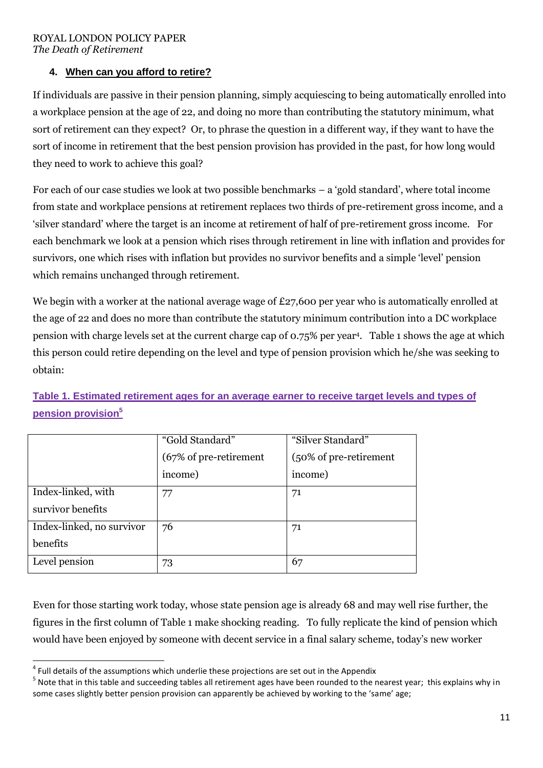## 4. When can you afford to retire?

If individuals are passive in their pension planning, simply acquiescing to being automatically enrolled into a workplace pension at the age of 22, and doing no more than contributing the statutory minimum, what sort of retirement can they expect? Or, to phrase the question in a different way, if they want to have the sort of income in retirement that the best pension provision has provided in the past, for how long would they need to work to achieve this goal?

For each of our case studies we look at two possible benchmarks – a 'gold standard', where total income from state and workplace pensions at retirement replaces two thirds of pre-retirement gross income, and a 'silver standard' where the target is an income at retirement of half of pre-retirement gross income. For each benchmark we look at a pension which rises through retirement in line with inflation and provides for survivors, one which rises with inflation but provides no survivor benefits and a simple 'level' pension which remains unchanged through retirement.

We begin with a worker at the national average wage of £27,600 per year who is automatically enrolled at the age of 22 and does no more than contribute the statutory minimum contribution into a DC workplace pension with charge levels set at the current charge cap of 0.75% per year[4]. Table 1 shows the age at which this person could retire depending on the level and type of pension provision which he/she was seeking to obtain:

**Table 1. Estimated retirement ages for an average earner to receive target levels and types of pension provision[5]**

| | "Gold Standard" (67% of pre-retirement income) | "Silver Standard" (50% of pre-retirement income) |
|---|---|---|
| Index-linked, with survivor benefits | 77 | 71 |
| Index-linked, no survivor benefits | 76 | 71 |
| Level pension | 73 | 67 |

Even for those starting work today, whose state pension age is already 68 and may well rise further, the figures in the first column of Table 1 make shocking reading. To fully replicate the kind of pension which would have been enjoyed by someone with decent service in a final salary scheme, today's new worker

[4] Full details of the assumptions which underlie these projections are set out in the Appendix

[5] Note that in this table and succeeding tables all retirement ages have been rounded to the nearest year; this explains why in some cases slightly better pension provision can apparently be achieved by working to the 'same' age;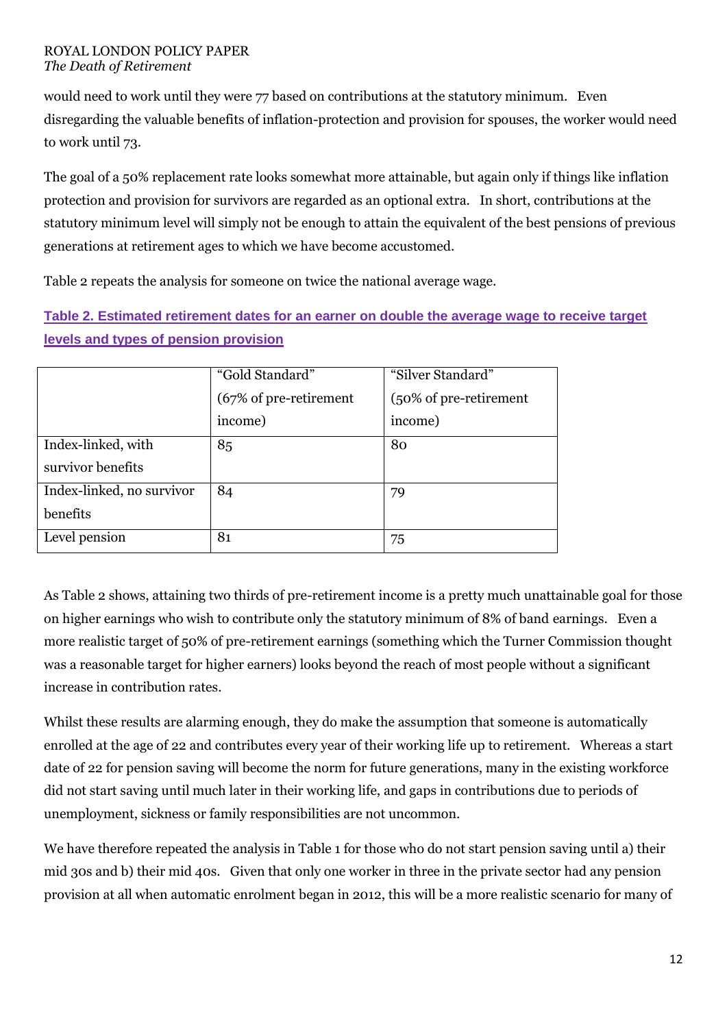would need to work until they were 77 based on contributions at the statutory minimum. Even disregarding the valuable benefits of inflation-protection and provision for spouses, the worker would need to work until 73.

The goal of a 50% replacement rate looks somewhat more attainable, but again only if things like inflation protection and provision for survivors are regarded as an optional extra. In short, contributions at the statutory minimum level will simply not be enough to attain the equivalent of the best pensions of previous generations at retirement ages to which we have become accustomed.

Table 2 repeats the analysis for someone on twice the national average wage.

**Table 2. Estimated retirement dates for an earner on double the average wage to receive target levels and types of pension provision**

| | "Gold Standard" (67% of pre-retirement income) | "Silver Standard" (50% of pre-retirement income) |
|---|---|---|
| Index-linked, with survivor benefits | 85 | 80 |
| Index-linked, no survivor benefits | 84 | 79 |
| Level pension | 81 | 75 |

As Table 2 shows, attaining two thirds of pre-retirement income is a pretty much unattainable goal for those on higher earnings who wish to contribute only the statutory minimum of 8% of band earnings. Even a more realistic target of 50% of pre-retirement earnings (something which the Turner Commission thought was a reasonable target for higher earners) looks beyond the reach of most people without a significant increase in contribution rates.

Whilst these results are alarming enough, they do make the assumption that someone is automatically enrolled at the age of 22 and contributes every year of their working life up to retirement. Whereas a start date of 22 for pension saving will become the norm for future generations, many in the existing workforce did not start saving until much later in their working life, and gaps in contributions due to periods of unemployment, sickness or family responsibilities are not uncommon.

We have therefore repeated the analysis in Table 1 for those who do not start pension saving until a) their mid 30s and b) their mid 40s. Given that only one worker in three in the private sector had any pension provision at all when automatic enrolment began in 2012, this will be a more realistic scenario for many of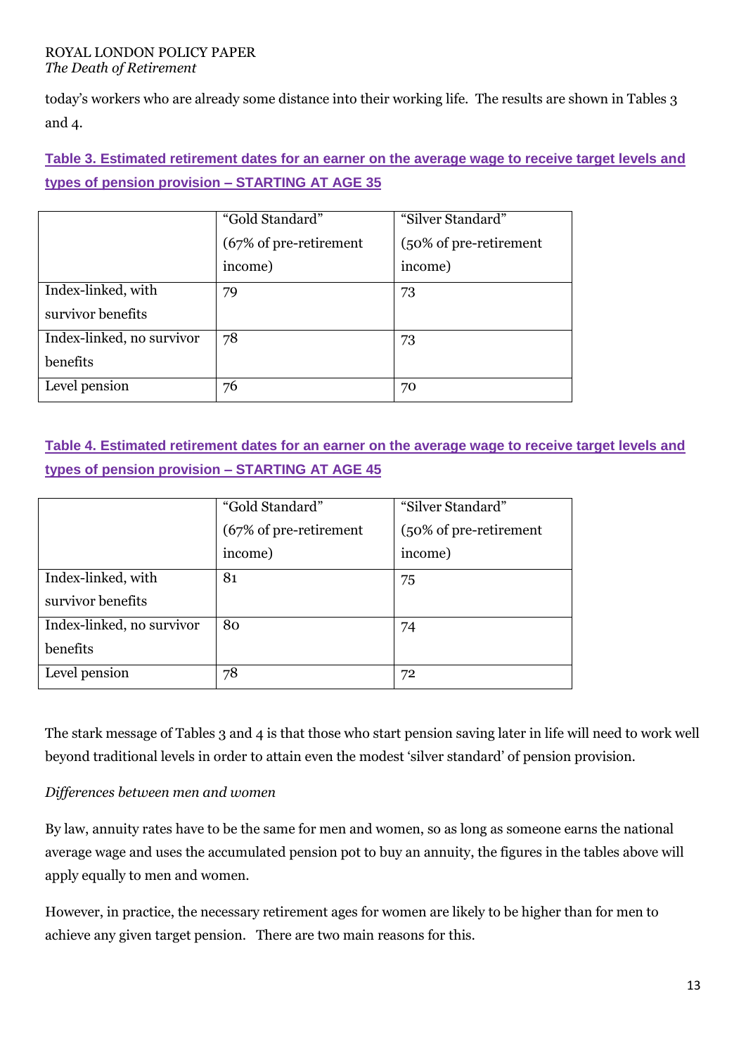today's workers who are already some distance into their working life. The results are shown in Tables 3 and 4.

**Table 3. Estimated retirement dates for an earner on the average wage to receive target levels and types of pension provision – STARTING AT AGE 35**

| | "Gold Standard" (67% of pre-retirement income) | "Silver Standard" (50% of pre-retirement income) |
|---|---|---|
| Index-linked, with survivor benefits | 79 | 73 |
| Index-linked, no survivor benefits | 78 | 73 |
| Level pension | 76 | 70 |

**Table 4. Estimated retirement dates for an earner on the average wage to receive target levels and types of pension provision – STARTING AT AGE 45**

| | "Gold Standard" (67% of pre-retirement income) | "Silver Standard" (50% of pre-retirement income) |
|---|---|---|
| Index-linked, with survivor benefits | 81 | 75 |
| Index-linked, no survivor benefits | 80 | 74 |
| Level pension | 78 | 72 |

The stark message of Tables 3 and 4 is that those who start pension saving later in life will need to work well beyond traditional levels in order to attain even the modest 'silver standard' of pension provision.

*Differences between men and women*

By law, annuity rates have to be the same for men and women, so as long as someone earns the national average wage and uses the accumulated pension pot to buy an annuity, the figures in the tables above will apply equally to men and women.

However, in practice, the necessary retirement ages for women are likely to be higher than for men to achieve any given target pension. There are two main reasons for this.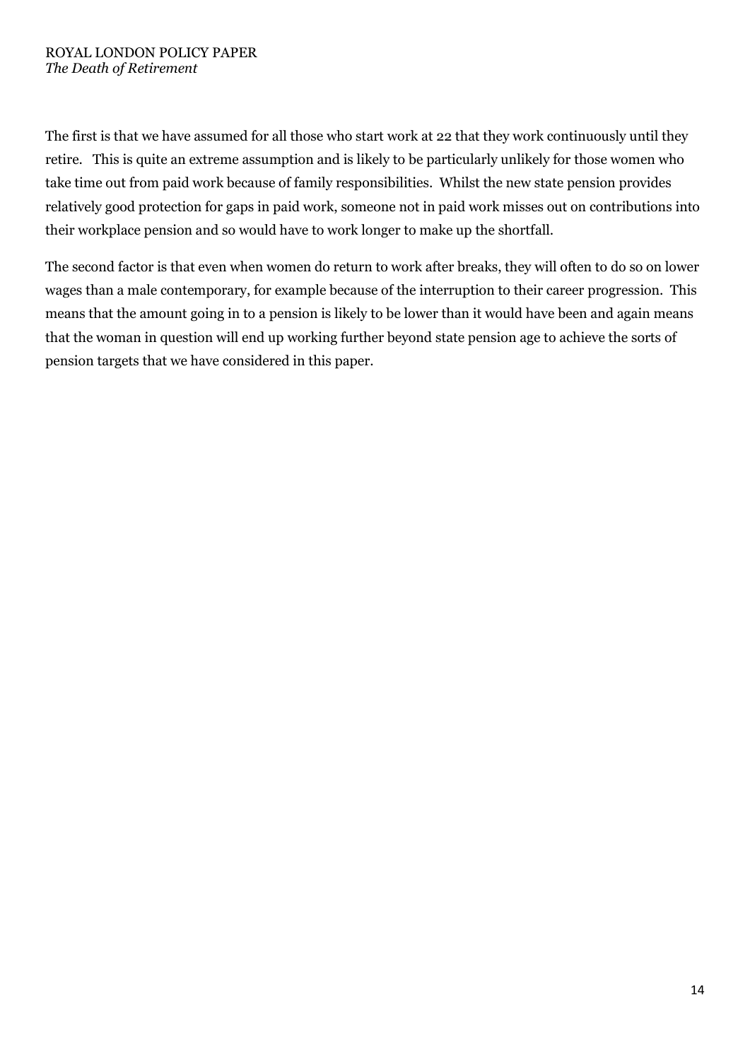The first is that we have assumed for all those who start work at 22 that they work continuously until they retire. This is quite an extreme assumption and is likely to be particularly unlikely for those women who take time out from paid work because of family responsibilities. Whilst the new state pension provides relatively good protection for gaps in paid work, someone not in paid work misses out on contributions into their workplace pension and so would have to work longer to make up the shortfall.

The second factor is that even when women do return to work after breaks, they will often to do so on lower wages than a male contemporary, for example because of the interruption to their career progression. This means that the amount going in to a pension is likely to be lower than it would have been and again means that the woman in question will end up working further beyond state pension age to achieve the sorts of pension targets that we have considered in this paper.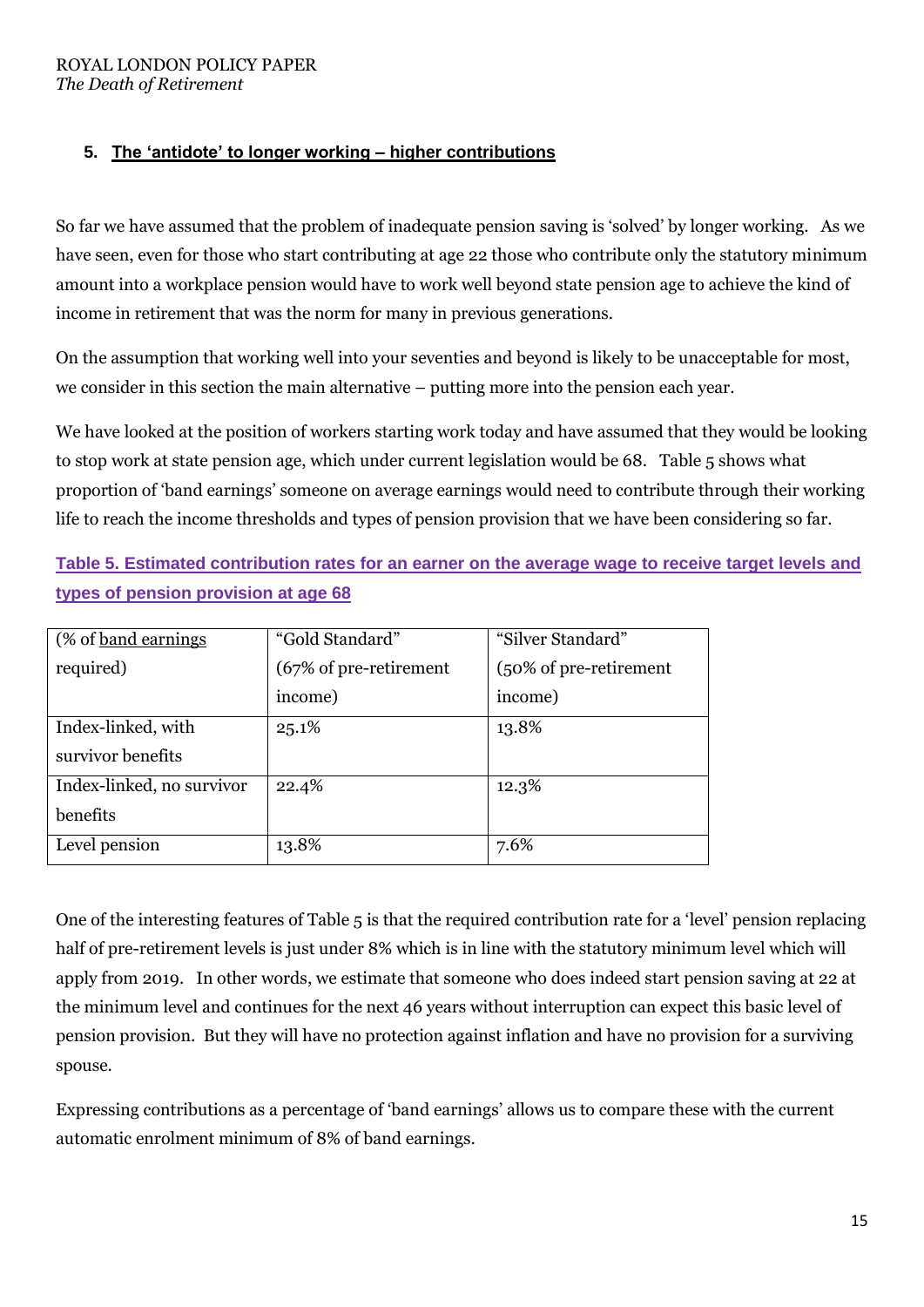## 5. The 'antidote' to longer working – higher contributions

So far we have assumed that the problem of inadequate pension saving is 'solved' by longer working. As we have seen, even for those who start contributing at age 22 those who contribute only the statutory minimum amount into a workplace pension would have to work well beyond state pension age to achieve the kind of income in retirement that was the norm for many in previous generations.

On the assumption that working well into your seventies and beyond is likely to be unacceptable for most, we consider in this section the main alternative – putting more into the pension each year.

We have looked at the position of workers starting work today and have assumed that they would be looking to stop work at state pension age, which under current legislation would be 68. Table 5 shows what proportion of 'band earnings' someone on average earnings would need to contribute through their working life to reach the income thresholds and types of pension provision that we have been considering so far.

**Table 5. Estimated contribution rates for an earner on the average wage to receive target levels and types of pension provision at age 68**

| (% of band earnings required) | "Gold Standard" (67% of pre-retirement income) | "Silver Standard" (50% of pre-retirement income) |
|---|---|---|
| Index-linked, with survivor benefits | 25.1% | 13.8% |
| Index-linked, no survivor benefits | 22.4% | 12.3% |
| Level pension | 13.8% | 7.6% |

One of the interesting features of Table 5 is that the required contribution rate for a 'level' pension replacing half of pre-retirement levels is just under 8% which is in line with the statutory minimum level which will apply from 2019. In other words, we estimate that someone who does indeed start pension saving at 22 at the minimum level and continues for the next 46 years without interruption can expect this basic level of pension provision. But they will have no protection against inflation and have no provision for a surviving spouse.

Expressing contributions as a percentage of 'band earnings' allows us to compare these with the current automatic enrolment minimum of 8% of band earnings.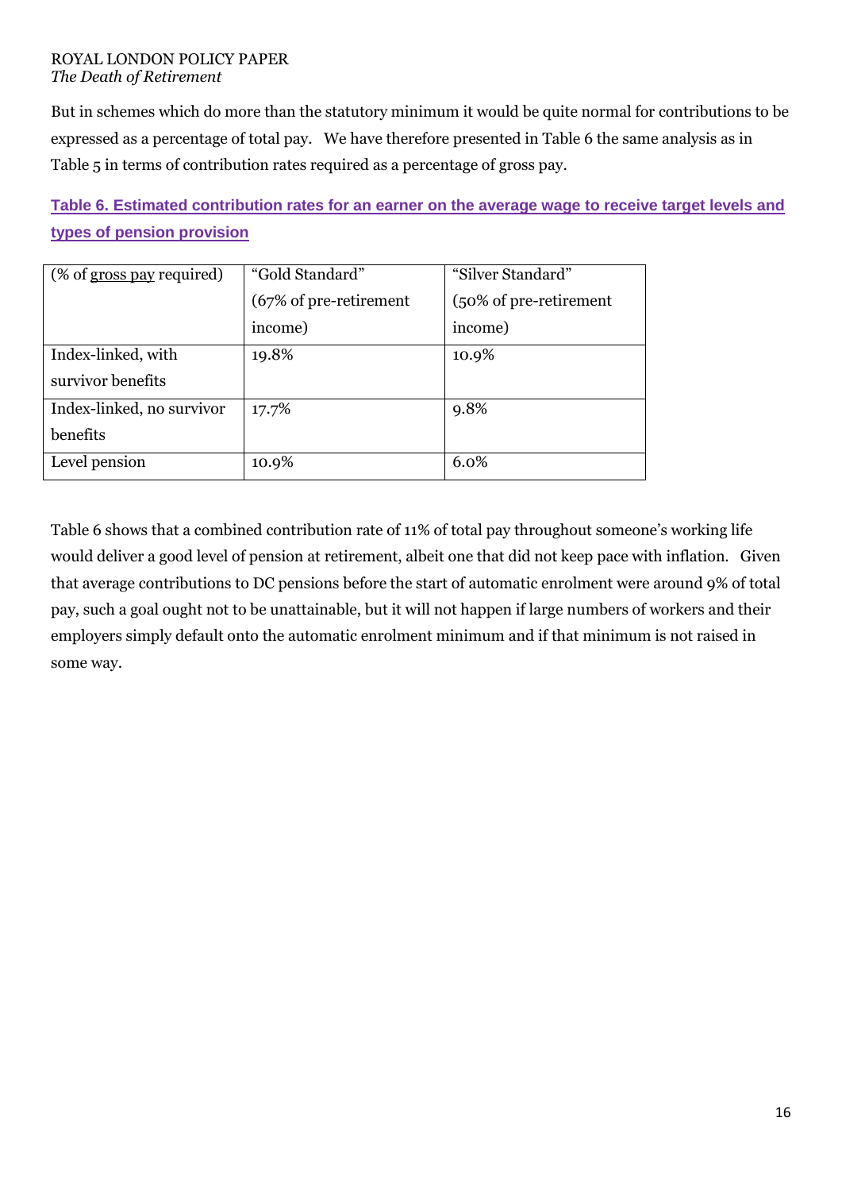But in schemes which do more than the statutory minimum it would be quite normal for contributions to be expressed as a percentage of total pay. We have therefore presented in Table 6 the same analysis as in Table 5 in terms of contribution rates required as a percentage of gross pay.

**Table 6. Estimated contribution rates for an earner on the average wage to receive target levels and types of pension provision**

| (% of gross pay required) | "Gold Standard" (67% of pre-retirement income) | "Silver Standard" (50% of pre-retirement income) |
|---|---|---|
| Index-linked, with survivor benefits | 19.8% | 10.9% |
| Index-linked, no survivor benefits | 17.7% | 9.8% |
| Level pension | 10.9% | 6.0% |

Table 6 shows that a combined contribution rate of 11% of total pay throughout someone's working life would deliver a good level of pension at retirement, albeit one that did not keep pace with inflation. Given that average contributions to DC pensions before the start of automatic enrolment were around 9% of total pay, such a goal ought not to be unattainable, but it will not happen if large numbers of workers and their employers simply default onto the automatic enrolment minimum and if that minimum is not raised in some way.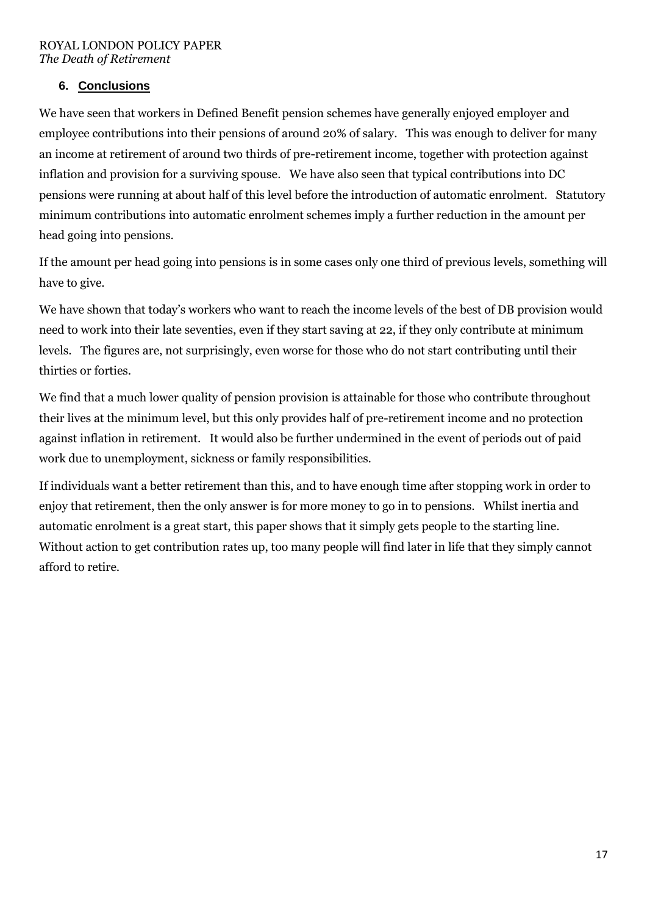## 6. Conclusions

We have seen that workers in Defined Benefit pension schemes have generally enjoyed employer and employee contributions into their pensions of around 20% of salary. This was enough to deliver for many an income at retirement of around two thirds of pre-retirement income, together with protection against inflation and provision for a surviving spouse. We have also seen that typical contributions into DC pensions were running at about half of this level before the introduction of automatic enrolment. Statutory minimum contributions into automatic enrolment schemes imply a further reduction in the amount per head going into pensions.

If the amount per head going into pensions is in some cases only one third of previous levels, something will have to give.

We have shown that today's workers who want to reach the income levels of the best of DB provision would need to work into their late seventies, even if they start saving at 22, if they only contribute at minimum levels. The figures are, not surprisingly, even worse for those who do not start contributing until their thirties or forties.

We find that a much lower quality of pension provision is attainable for those who contribute throughout their lives at the minimum level, but this only provides half of pre-retirement income and no protection against inflation in retirement. It would also be further undermined in the event of periods out of paid work due to unemployment, sickness or family responsibilities.

If individuals want a better retirement than this, and to have enough time after stopping work in order to enjoy that retirement, then the only answer is for more money to go in to pensions. Whilst inertia and automatic enrolment is a great start, this paper shows that it simply gets people to the starting line. Without action to get contribution rates up, too many people will find later in life that they simply cannot afford to retire.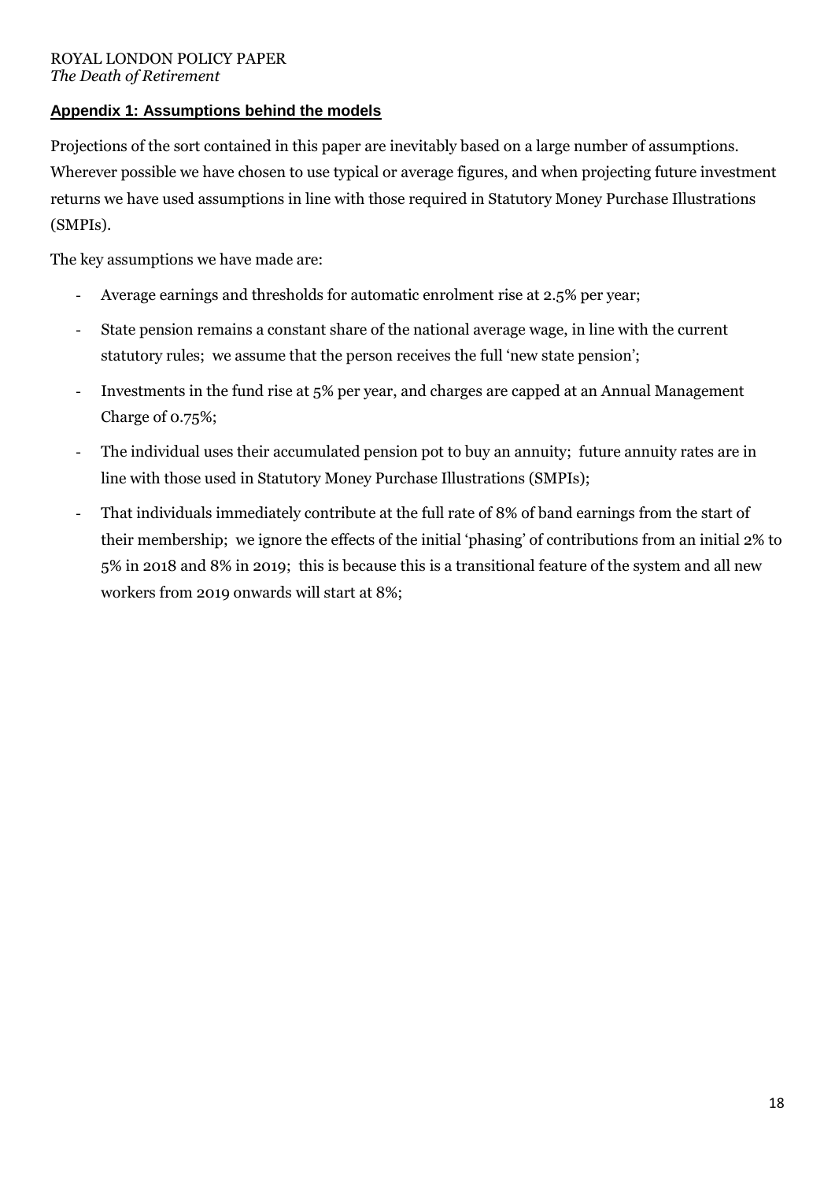## Appendix 1: Assumptions behind the models

Projections of the sort contained in this paper are inevitably based on a large number of assumptions. Wherever possible we have chosen to use typical or average figures, and when projecting future investment returns we have used assumptions in line with those required in Statutory Money Purchase Illustrations (SMPIs).

The key assumptions we have made are:

- Average earnings and thresholds for automatic enrolment rise at 2.5% per year;
- State pension remains a constant share of the national average wage, in line with the current statutory rules; we assume that the person receives the full 'new state pension';
- Investments in the fund rise at 5% per year, and charges are capped at an Annual Management Charge of 0.75%;
- The individual uses their accumulated pension pot to buy an annuity; future annuity rates are in line with those used in Statutory Money Purchase Illustrations (SMPIs);
- That individuals immediately contribute at the full rate of 8% of band earnings from the start of their membership; we ignore the effects of the initial 'phasing' of contributions from an initial 2% to 5% in 2018 and 8% in 2019; this is because this is a transitional feature of the system and all new workers from 2019 onwards will start at 8%;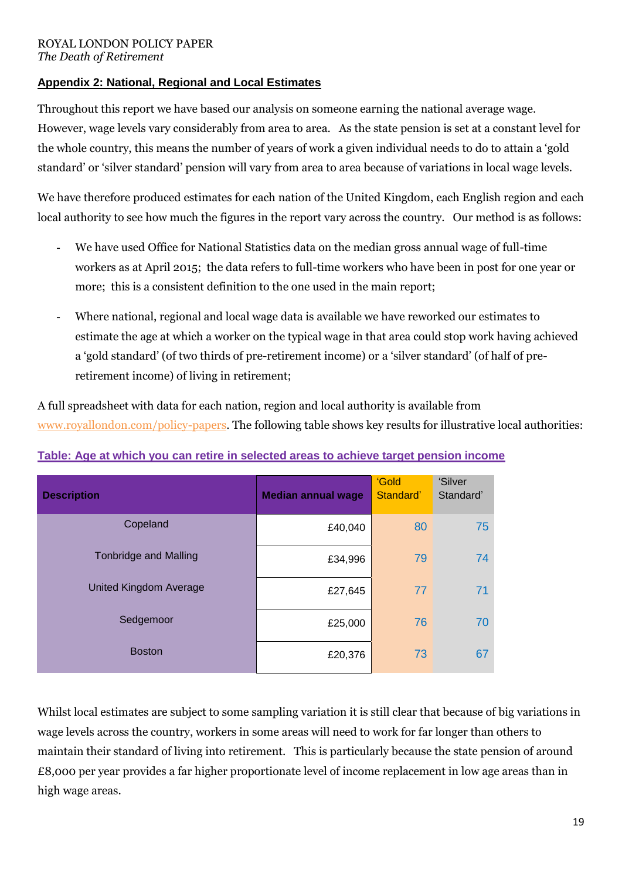## Appendix 2: National, Regional and Local Estimates

Throughout this report we have based our analysis on someone earning the national average wage. However, wage levels vary considerably from area to area. As the state pension is set at a constant level for the whole country, this means the number of years of work a given individual needs to do to attain a 'gold standard' or 'silver standard' pension will vary from area to area because of variations in local wage levels.

We have therefore produced estimates for each nation of the United Kingdom, each English region and each local authority to see how much the figures in the report vary across the country. Our method is as follows:

- We have used Office for National Statistics data on the median gross annual wage of full-time workers as at April 2015; the data refers to full-time workers who have been in post for one year or more; this is a consistent definition to the one used in the main report;
- Where national, regional and local wage data is available we have reworked our estimates to estimate the age at which a worker on the typical wage in that area could stop work having achieved a 'gold standard' (of two thirds of pre-retirement income) or a 'silver standard' (of half of pre-retirement income) of living in retirement;

A full spreadsheet with data for each nation, region and local authority is available from www.royallondon.com/policy-papers. The following table shows key results for illustrative local authorities:

**Table: Age at which you can retire in selected areas to achieve target pension income**

| Description | Median annual wage | 'Gold Standard' | 'Silver Standard' |
|---|---|---|---|
| Copeland | £40,040 | 80 | 75 |
| Tonbridge and Malling | £34,996 | 79 | 74 |
| United Kingdom Average | £27,645 | 77 | 71 |
| Sedgemoor | £25,000 | 76 | 70 |
| Boston | £20,376 | 73 | 67 |

Whilst local estimates are subject to some sampling variation it is still clear that because of big variations in wage levels across the country, workers in some areas will need to work for far longer than others to maintain their standard of living into retirement. This is particularly because the state pension of around £8,000 per year provides a far higher proportionate level of income replacement in low age areas than in high wage areas.